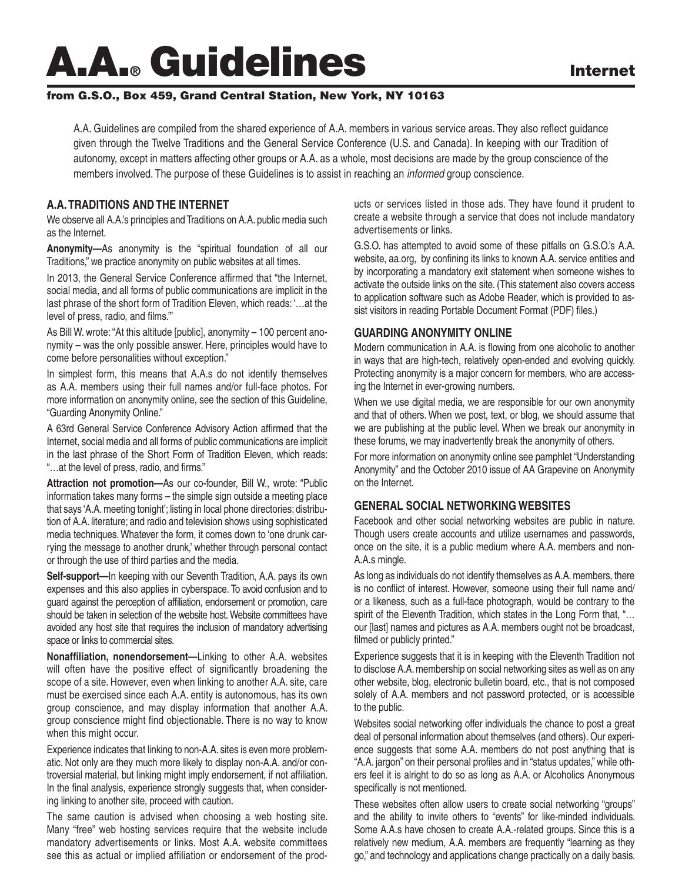# A.A.® Guidelines

**Internet**

**from G.S.O., Box 459, Grand Central Station, New York, NY 10163**

A.A. Guidelines are compiled from the shared experience of A.A. members in various service areas. They also reflect guidance given through the Twelve Traditions and the General Service Conference (U.S. and Canada). In keeping with our Tradition of autonomy, except in matters affecting other groups or A.A. as a whole, most decisions are made by the group conscience of the members involved. The purpose of these Guidelines is to assist in reaching an *informed* group conscience.

## A.A. TRADITIONS AND THE INTERNET

We observe all A.A.'s principles and Traditions on A.A. public media such as the Internet.

**Anonymity—**As anonymity is the "spiritual foundation of all our Traditions," we practice anonymity on public websites at all times.

In 2013, the General Service Conference affirmed that "the Internet, social media, and all forms of public communications are implicit in the last phrase of the short form of Tradition Eleven, which reads: '…at the level of press, radio, and films.'"

As Bill W. wrote: "At this altitude [public], anonymity – 100 percent anonymity – was the only possible answer. Here, principles would have to come before personalities without exception."

In simplest form, this means that A.A.s do not identify themselves as A.A. members using their full names and/or full-face photos. For more information on anonymity online, see the section of this Guideline, "Guarding Anonymity Online."

A 63rd General Service Conference Advisory Action affirmed that the Internet, social media and all forms of public communications are implicit in the last phrase of the Short Form of Tradition Eleven, which reads: "…at the level of press, radio, and firms."

**Attraction not promotion—**As our co-founder, Bill W., wrote: "Public information takes many forms – the simple sign outside a meeting place that says 'A.A. meeting tonight'; listing in local phone directories; distribution of A.A. literature; and radio and television shows using sophisticated media techniques. Whatever the form, it comes down to 'one drunk carrying the message to another drunk,' whether through personal contact or through the use of third parties and the media.

**Self-support—**In keeping with our Seventh Tradition, A.A. pays its own expenses and this also applies in cyberspace. To avoid confusion and to guard against the perception of affiliation, endorsement or promotion, care should be taken in selection of the website host. Website committees have avoided any host site that requires the inclusion of mandatory advertising space or links to commercial sites.

**Nonaffiliation, nonendorsement—**Linking to other A.A. websites will often have the positive effect of significantly broadening the scope of a site. However, even when linking to another A.A. site, care must be exercised since each A.A. entity is autonomous, has its own group conscience, and may display information that another A.A. group conscience might find objectionable. There is no way to know when this might occur.

Experience indicates that linking to non-A.A. sites is even more problematic. Not only are they much more likely to display non-A.A. and/or controversial material, but linking might imply endorsement, if not affiliation. In the final analysis, experience strongly suggests that, when considering linking to another site, proceed with caution.

The same caution is advised when choosing a web hosting site. Many "free" web hosting services require that the website include mandatory advertisements or links. Most A.A. website committees see this as actual or implied affiliation or endorsement of the products or services listed in those ads. They have found it prudent to create a website through a service that does not include mandatory advertisements or links.

G.S.O. has attempted to avoid some of these pitfalls on G.S.O.'s A.A. website, aa.org, by confining its links to known A.A. service entities and by incorporating a mandatory exit statement when someone wishes to activate the outside links on the site. (This statement also covers access to application software such as Adobe Reader, which is provided to assist visitors in reading Portable Document Format (PDF) files.)

## GUARDING ANONYMITY ONLINE

Modern communication in A.A. is flowing from one alcoholic to another in ways that are high-tech, relatively open-ended and evolving quickly. Protecting anonymity is a major concern for members, who are accessing the Internet in ever-growing numbers.

When we use digital media, we are responsible for our own anonymity and that of others. When we post, text, or blog, we should assume that we are publishing at the public level. When we break our anonymity in these forums, we may inadvertently break the anonymity of others.

For more information on anonymity online see pamphlet "Understanding Anonymity" and the October 2010 issue of AA Grapevine on Anonymity on the Internet.

## GENERAL SOCIAL NETWORKING WEBSITES

Facebook and other social networking websites are public in nature. Though users create accounts and utilize usernames and passwords, once on the site, it is a public medium where A.A. members and non-A.A.s mingle.

As long as individuals do not identify themselves as A.A. members, there is no conflict of interest. However, someone using their full name and/or a likeness, such as a full-face photograph, would be contrary to the spirit of the Eleventh Tradition, which states in the Long Form that, "…our [last] names and pictures as A.A. members ought not be broadcast, filmed or publicly printed."

Experience suggests that it is in keeping with the Eleventh Tradition not to disclose A.A. membership on social networking sites as well as on any other website, blog, electronic bulletin board, etc., that is not composed solely of A.A. members and not password protected, or is accessible to the public.

Websites social networking offer individuals the chance to post a great deal of personal information about themselves (and others). Our experience suggests that some A.A. members do not post anything that is "A.A. jargon" on their personal profiles and in "status updates," while others feel it is alright to do so as long as A.A. or Alcoholics Anonymous specifically is not mentioned.

These websites often allow users to create social networking "groups" and the ability to invite others to "events" for like-minded individuals. Some A.A.s have chosen to create A.A.-related groups. Since this is a relatively new medium, A.A. members are frequently "learning as they go," and technology and applications change practically on a daily basis.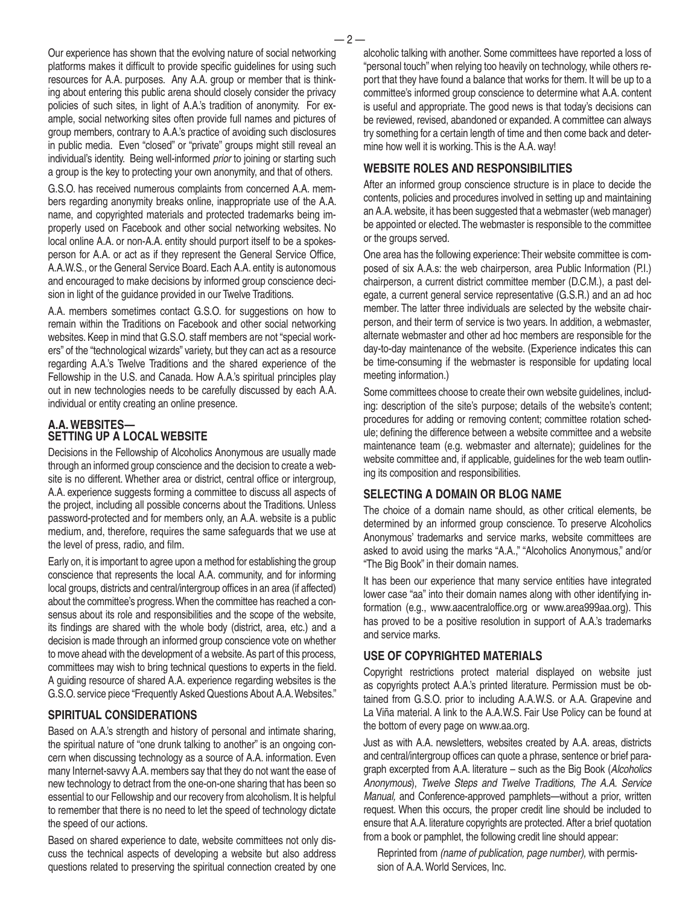Our experience has shown that the evolving nature of social networking platforms makes it difficult to provide specific guidelines for using such resources for A.A. purposes. Any A.A. group or member that is thinking about entering this public arena should closely consider the privacy policies of such sites, in light of A.A.'s tradition of anonymity. For example, social networking sites often provide full names and pictures of group members, contrary to A.A.'s practice of avoiding such disclosures in public media. Even "closed" or "private" groups might still reveal an individual's identity. Being well-informed *prior* to joining or starting such a group is the key to protecting your own anonymity, and that of others.

G.S.O. has received numerous complaints from concerned A.A. members regarding anonymity breaks online, inappropriate use of the A.A. name, and copyrighted materials and protected trademarks being improperly used on Facebook and other social networking websites. No local online A.A. or non-A.A. entity should purport itself to be a spokesperson for A.A. or act as if they represent the General Service Office, A.A.W.S., or the General Service Board. Each A.A. entity is autonomous and encouraged to make decisions by informed group conscience decision in light of the guidance provided in our Twelve Traditions.

A.A. members sometimes contact G.S.O. for suggestions on how to remain within the Traditions on Facebook and other social networking websites. Keep in mind that G.S.O. staff members are not "special workers" of the "technological wizards" variety, but they can act as a resource regarding A.A.'s Twelve Traditions and the shared experience of the Fellowship in the U.S. and Canada. How A.A.'s spiritual principles play out in new technologies needs to be carefully discussed by each A.A. individual or entity creating an online presence.

## A.A. WEBSITES— SETTING UP A LOCAL WEBSITE

Decisions in the Fellowship of Alcoholics Anonymous are usually made through an informed group conscience and the decision to create a website is no different. Whether area or district, central office or intergroup, A.A. experience suggests forming a committee to discuss all aspects of the project, including all possible concerns about the Traditions. Unless password-protected and for members only, an A.A. website is a public medium, and, therefore, requires the same safeguards that we use at the level of press, radio, and film.

Early on, it is important to agree upon a method for establishing the group conscience that represents the local A.A. community, and for informing local groups, districts and central/intergroup offices in an area (if affected) about the committee's progress. When the committee has reached a consensus about its role and responsibilities and the scope of the website, its findings are shared with the whole body (district, area, etc.) and a decision is made through an informed group conscience vote on whether to move ahead with the development of a website. As part of this process, committees may wish to bring technical questions to experts in the field. A guiding resource of shared A.A. experience regarding websites is the G.S.O. service piece "Frequently Asked Questions About A.A. Websites."

## SPIRITUAL CONSIDERATIONS

Based on A.A.'s strength and history of personal and intimate sharing, the spiritual nature of "one drunk talking to another" is an ongoing concern when discussing technology as a source of A.A. information. Even many Internet-savvy A.A. members say that they do not want the ease of new technology to detract from the one-on-one sharing that has been so essential to our Fellowship and our recovery from alcoholism. It is helpful to remember that there is no need to let the speed of technology dictate the speed of our actions.

Based on shared experience to date, website committees not only discuss the technical aspects of developing a website but also address questions related to preserving the spiritual connection created by one alcoholic talking with another. Some committees have reported a loss of "personal touch" when relying too heavily on technology, while others report that they have found a balance that works for them. It will be up to a committee's informed group conscience to determine what A.A. content is useful and appropriate. The good news is that today's decisions can be reviewed, revised, abandoned or expanded. A committee can always try something for a certain length of time and then come back and determine how well it is working. This is the A.A. way!

## WEBSITE ROLES AND RESPONSIBILITIES

After an informed group conscience structure is in place to decide the contents, policies and procedures involved in setting up and maintaining an A.A. website, it has been suggested that a webmaster (web manager) be appointed or elected. The webmaster is responsible to the committee or the groups served.

One area has the following experience: Their website committee is composed of six A.A.s: the web chairperson, area Public Information (P.I.) chairperson, a current district committee member (D.C.M.), a past delegate, a current general service representative (G.S.R.) and an ad hoc member. The latter three individuals are selected by the website chairperson, and their term of service is two years. In addition, a webmaster, alternate webmaster and other ad hoc members are responsible for the day-to-day maintenance of the website. (Experience indicates this can be time-consuming if the webmaster is responsible for updating local meeting information.)

Some committees choose to create their own website guidelines, including: description of the site's purpose; details of the website's content; procedures for adding or removing content; committee rotation schedule; defining the difference between a website committee and a website maintenance team (e.g. webmaster and alternate); guidelines for the website committee and, if applicable, guidelines for the web team outlining its composition and responsibilities.

## SELECTING A DOMAIN OR BLOG NAME

The choice of a domain name should, as other critical elements, be determined by an informed group conscience. To preserve Alcoholics Anonymous' trademarks and service marks, website committees are asked to avoid using the marks "A.A.," "Alcoholics Anonymous," and/or "The Big Book" in their domain names.

It has been our experience that many service entities have integrated lower case "aa" into their domain names along with other identifying information (e.g., www.aacentraloffice.org or www.area999aa.org). This has proved to be a positive resolution in support of A.A.'s trademarks and service marks.

## USE OF COPYRIGHTED MATERIALS

Copyright restrictions protect material displayed on website just as copyrights protect A.A.'s printed literature. Permission must be obtained from G.S.O. prior to including A.A.W.S. or A.A. Grapevine and La Viña material. A link to the A.A.W.S. Fair Use Policy can be found at the bottom of every page on www.aa.org.

Just as with A.A. newsletters, websites created by A.A. areas, districts and central/intergroup offices can quote a phrase, sentence or brief paragraph excerpted from A.A. literature – such as the Big Book (*Alcoholics Anonymous*), *Twelve Steps and Twelve Traditions, The A.A. Service Manual,* and Conference-approved pamphlets—without a prior, written request. When this occurs, the proper credit line should be included to ensure that A.A. literature copyrights are protected. After a brief quotation from a book or pamphlet, the following credit line should appear:

> Reprinted from *(name of publication, page number),* with permission of A.A. World Services, Inc.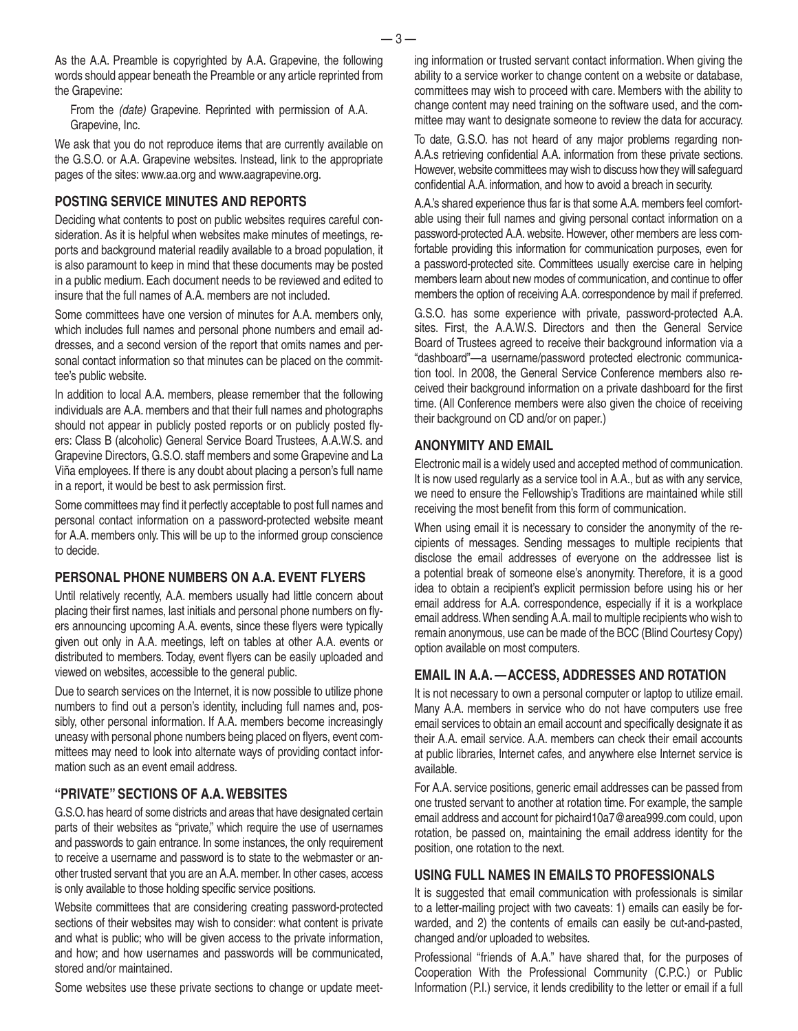As the A.A. Preamble is copyrighted by A.A. Grapevine, the following words should appear beneath the Preamble or any article reprinted from the Grapevine:

From the *(date)* Grapevine. Reprinted with permission of A.A. Grapevine, Inc.

We ask that you do not reproduce items that are currently available on the G.S.O. or A.A. Grapevine websites. Instead, link to the appropriate pages of the sites: www.aa.org and www.aagrapevine.org.

## POSTING SERVICE MINUTES AND REPORTS

Deciding what contents to post on public websites requires careful consideration. As it is helpful when websites make minutes of meetings, reports and background material readily available to a broad population, it is also paramount to keep in mind that these documents may be posted in a public medium. Each document needs to be reviewed and edited to insure that the full names of A.A. members are not included.

Some committees have one version of minutes for A.A. members only, which includes full names and personal phone numbers and email addresses, and a second version of the report that omits names and personal contact information so that minutes can be placed on the committee's public website.

In addition to local A.A. members, please remember that the following individuals are A.A. members and that their full names and photographs should not appear in publicly posted reports or on publicly posted flyers: Class B (alcoholic) General Service Board Trustees, A.A.W.S. and Grapevine Directors, G.S.O. staff members and some Grapevine and La Viña employees. If there is any doubt about placing a person's full name in a report, it would be best to ask permission first.

Some committees may find it perfectly acceptable to post full names and personal contact information on a password-protected website meant for A.A. members only. This will be up to the informed group conscience to decide.

## PERSONAL PHONE NUMBERS ON A.A. EVENT FLYERS

Until relatively recently, A.A. members usually had little concern about placing their first names, last initials and personal phone numbers on flyers announcing upcoming A.A. events, since these flyers were typically given out only in A.A. meetings, left on tables at other A.A. events or distributed to members. Today, event flyers can be easily uploaded and viewed on websites, accessible to the general public.

Due to search services on the Internet, it is now possible to utilize phone numbers to find out a person's identity, including full names and, possibly, other personal information. If A.A. members become increasingly uneasy with personal phone numbers being placed on flyers, event committees may need to look into alternate ways of providing contact information such as an event email address.

## "PRIVATE" SECTIONS OF A.A. WEBSITES

G.S.O. has heard of some districts and areas that have designated certain parts of their websites as "private," which require the use of usernames and passwords to gain entrance. In some instances, the only requirement to receive a username and password is to state to the webmaster or another trusted servant that you are an A.A. member. In other cases, access is only available to those holding specific service positions.

Website committees that are considering creating password-protected sections of their websites may wish to consider: what content is private and what is public; who will be given access to the private information, and how; and how usernames and passwords will be communicated, stored and/or maintained.

Some websites use these private sections to change or update meeting information or trusted servant contact information. When giving the ability to a service worker to change content on a website or database, committees may wish to proceed with care. Members with the ability to change content may need training on the software used, and the committee may want to designate someone to review the data for accuracy.

To date, G.S.O. has not heard of any major problems regarding non-A.A.s retrieving confidential A.A. information from these private sections. However, website committees may wish to discuss how they will safeguard confidential A.A. information, and how to avoid a breach in security.

A.A.'s shared experience thus far is that some A.A. members feel comfortable using their full names and giving personal contact information on a password-protected A.A. website. However, other members are less comfortable providing this information for communication purposes, even for a password-protected site. Committees usually exercise care in helping members learn about new modes of communication, and continue to offer members the option of receiving A.A. correspondence by mail if preferred.

G.S.O. has some experience with private, password-protected A.A. sites. First, the A.A.W.S. Directors and then the General Service Board of Trustees agreed to receive their background information via a "dashboard"—a username/password protected electronic communication tool. In 2008, the General Service Conference members also received their background information on a private dashboard for the first time. (All Conference members were also given the choice of receiving their background on CD and/or on paper.)

## ANONYMITY AND EMAIL

Electronic mail is a widely used and accepted method of communication. It is now used regularly as a service tool in A.A., but as with any service, we need to ensure the Fellowship's Traditions are maintained while still receiving the most benefit from this form of communication.

When using email it is necessary to consider the anonymity of the recipients of messages. Sending messages to multiple recipients that disclose the email addresses of everyone on the addressee list is a potential break of someone else's anonymity. Therefore, it is a good idea to obtain a recipient's explicit permission before using his or her email address for A.A. correspondence, especially if it is a workplace email address. When sending A.A. mail to multiple recipients who wish to remain anonymous, use can be made of the BCC (Blind Courtesy Copy) option available on most computers.

## EMAIL IN A.A. — ACCESS, ADDRESSES AND ROTATION

It is not necessary to own a personal computer or laptop to utilize email. Many A.A. members in service who do not have computers use free email services to obtain an email account and specifically designate it as their A.A. email service. A.A. members can check their email accounts at public libraries, Internet cafes, and anywhere else Internet service is available.

For A.A. service positions, generic email addresses can be passed from one trusted servant to another at rotation time. For example, the sample email address and account for pichaird10a7@area999.com could, upon rotation, be passed on, maintaining the email address identity for the position, one rotation to the next.

## USING FULL NAMES IN EMAILS TO PROFESSIONALS

It is suggested that email communication with professionals is similar to a letter-mailing project with two caveats: 1) emails can easily be forwarded, and 2) the contents of emails can easily be cut-and-pasted, changed and/or uploaded to websites.

Professional "friends of A.A." have shared that, for the purposes of Cooperation With the Professional Community (C.P.C.) or Public Information (P.I.) service, it lends credibility to the letter or email if a full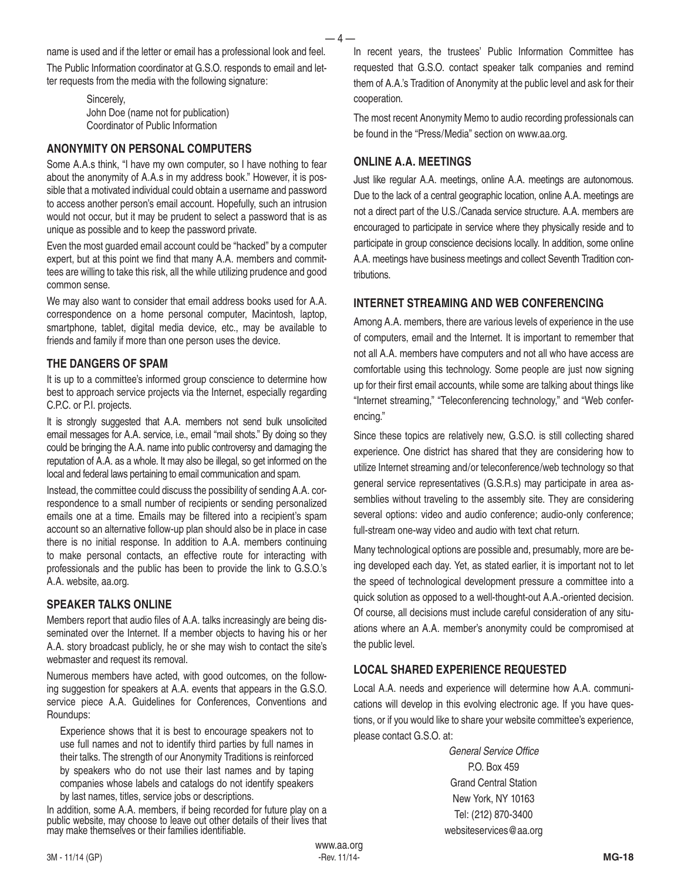name is used and if the letter or email has a professional look and feel.

The Public Information coordinator at G.S.O. responds to email and letter requests from the media with the following signature:

> Sincerely,
> John Doe (name not for publication)
> Coordinator of Public Information

## ANONYMITY ON PERSONAL COMPUTERS

Some A.A.s think, "I have my own computer, so I have nothing to fear about the anonymity of A.A.s in my address book." However, it is possible that a motivated individual could obtain a username and password to access another person's email account. Hopefully, such an intrusion would not occur, but it may be prudent to select a password that is as unique as possible and to keep the password private.

Even the most guarded email account could be "hacked" by a computer expert, but at this point we find that many A.A. members and committees are willing to take this risk, all the while utilizing prudence and good common sense.

We may also want to consider that email address books used for A.A. correspondence on a home personal computer, Macintosh, laptop, smartphone, tablet, digital media device, etc., may be available to friends and family if more than one person uses the device.

## THE DANGERS OF SPAM

It is up to a committee's informed group conscience to determine how best to approach service projects via the Internet, especially regarding C.P.C. or P.I. projects.

It is strongly suggested that A.A. members not send bulk unsolicited email messages for A.A. service, i.e., email "mail shots." By doing so they could be bringing the A.A. name into public controversy and damaging the reputation of A.A. as a whole. It may also be illegal, so get informed on the local and federal laws pertaining to email communication and spam.

Instead, the committee could discuss the possibility of sending A.A. correspondence to a small number of recipients or sending personalized emails one at a time. Emails may be filtered into a recipient's spam account so an alternative follow-up plan should also be in place in case there is no initial response. In addition to A.A. members continuing to make personal contacts, an effective route for interacting with professionals and the public has been to provide the link to G.S.O.'s A.A. website, aa.org.

## SPEAKER TALKS ONLINE

Members report that audio files of A.A. talks increasingly are being disseminated over the Internet. If a member objects to having his or her A.A. story broadcast publicly, he or she may wish to contact the site's webmaster and request its removal.

Numerous members have acted, with good outcomes, on the following suggestion for speakers at A.A. events that appears in the G.S.O. service piece A.A. Guidelines for Conferences, Conventions and Roundups:

> Experience shows that it is best to encourage speakers not to use full names and not to identify third parties by full names in their talks. The strength of our Anonymity Traditions is reinforced by speakers who do not use their last names and by taping companies whose labels and catalogs do not identify speakers by last names, titles, service jobs or descriptions.

In addition, some A.A. members, if being recorded for future play on a public website, may choose to leave out other details of their lives that may make themselves or their families identifiable.

In recent years, the trustees' Public Information Committee has requested that G.S.O. contact speaker talk companies and remind them of A.A.'s Tradition of Anonymity at the public level and ask for their cooperation.

The most recent Anonymity Memo to audio recording professionals can be found in the "Press/Media" section on www.aa.org.

## ONLINE A.A. MEETINGS

Just like regular A.A. meetings, online A.A. meetings are autonomous. Due to the lack of a central geographic location, online A.A. meetings are not a direct part of the U.S./Canada service structure. A.A. members are encouraged to participate in service where they physically reside and to participate in group conscience decisions locally. In addition, some online A.A. meetings have business meetings and collect Seventh Tradition contributions.

## INTERNET STREAMING AND WEB CONFERENCING

Among A.A. members, there are various levels of experience in the use of computers, email and the Internet. It is important to remember that not all A.A. members have computers and not all who have access are comfortable using this technology. Some people are just now signing up for their first email accounts, while some are talking about things like "Internet streaming," "Teleconferencing technology," and "Web conferencing."

Since these topics are relatively new, G.S.O. is still collecting shared experience. One district has shared that they are considering how to utilize Internet streaming and/or teleconference/web technology so that general service representatives (G.S.R.s) may participate in area assemblies without traveling to the assembly site. They are considering several options: video and audio conference; audio-only conference; full-stream one-way video and audio with text chat return.

Many technological options are possible and, presumably, more are being developed each day. Yet, as stated earlier, it is important not to let the speed of technological development pressure a committee into a quick solution as opposed to a well-thought-out A.A.-oriented decision. Of course, all decisions must include careful consideration of any situations where an A.A. member's anonymity could be compromised at the public level.

## LOCAL SHARED EXPERIENCE REQUESTED

Local A.A. needs and experience will determine how A.A. communications will develop in this evolving electronic age. If you have questions, or if you would like to share your website committee's experience, please contact G.S.O. at:

*General Service Office*
P.O. Box 459
Grand Central Station
New York, NY 10163
Tel: (212) 870-3400
websiteservices@aa.org

www.aa.org

3M - 11/14 (GP) -Rev. 11/14- **MG-18**